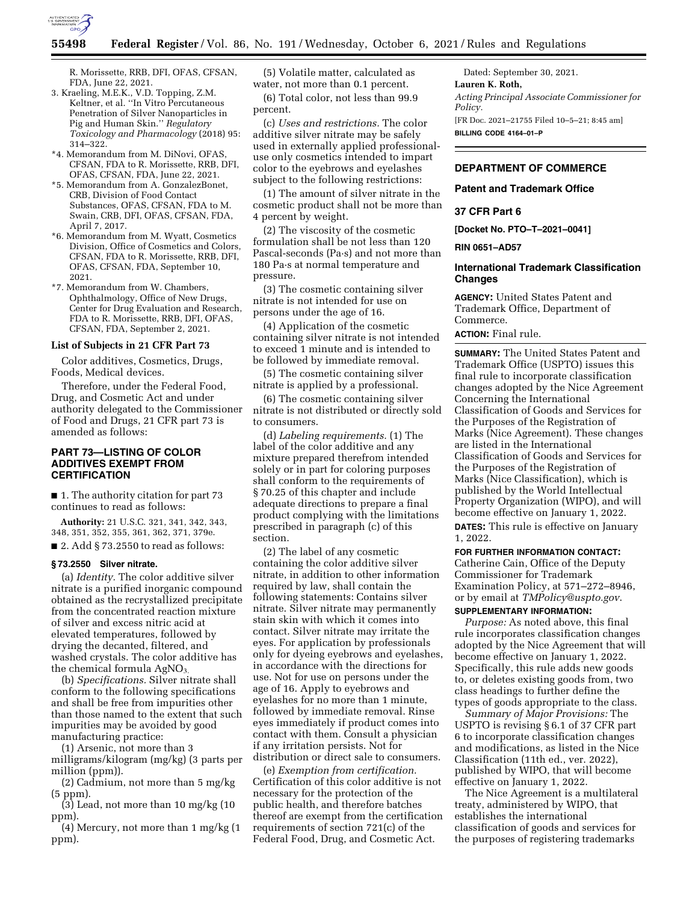R. Morissette, RRB, DFI, OFAS, CFSAN, FDA, June 22, 2021.

3. Kraeling, M.E.K., V.D. Topping, Z.M. Keltner, et al. ''In Vitro Percutaneous Penetration of Silver Nanoparticles in Pig and Human Skin.'' *Regulatory Toxicology and Pharmacology* (2018) 95: 314–322.

*4. Memorandum from M. DiNovi, OFAS, CFSAN, FDA to R. Morissette, RRB, DFI, OFAS, CFSAN, FDA, June 22, 2021.

*5. Memorandum from A. GonzalezBonet, CRB, Division of Food Contact Substances, OFAS, CFSAN, FDA to M. Swain, CRB, DFI, OFAS, CFSAN, FDA, April 7, 2017.

*6. Memorandum from M. Wyatt, Cosmetics Division, Office of Cosmetics and Colors, CFSAN, FDA to R. Morissette, RRB, DFI, OFAS, CFSAN, FDA, September 10, 2021.

*7. Memorandum from W. Chambers, Ophthalmology, Office of New Drugs, Center for Drug Evaluation and Research, FDA to R. Morissette, RRB, DFI, OFAS, CFSAN, FDA, September 2, 2021.

### List of Subjects in 21 CFR Part 73

Color additives, Cosmetics, Drugs, Foods, Medical devices.

Therefore, under the Federal Food, Drug, and Cosmetic Act and under authority delegated to the Commissioner of Food and Drugs, 21 CFR part 73 is amended as follows:

## PART 73—LISTING OF COLOR ADDITIVES EXEMPT FROM CERTIFICATION

■ 1. The authority citation for part 73 continues to read as follows:

**Authority:** 21 U.S.C. 321, 341, 342, 343, 348, 351, 352, 355, 361, 362, 371, 379e.

■ 2. Add § 73.2550 to read as follows:

### § 73.2550 Silver nitrate.

(a) *Identity.* The color additive silver nitrate is a purified inorganic compound obtained as the recrystallized precipitate from the concentrated reaction mixture of silver and excess nitric acid at elevated temperatures, followed by drying the decanted, filtered, and washed crystals. The color additive has the chemical formula $AgNO_3$.

(b) *Specifications.* Silver nitrate shall conform to the following specifications and shall be free from impurities other than those named to the extent that such impurities may be avoided by good manufacturing practice:

(1) Arsenic, not more than 3 milligrams/kilogram (mg/kg) (3 parts per million (ppm)).

(2) Cadmium, not more than 5 mg/kg (5 ppm).

(3) Lead, not more than 10 mg/kg (10 ppm).

(4) Mercury, not more than 1 mg/kg (1 ppm).

(5) Volatile matter, calculated as water, not more than 0.1 percent.

(6) Total color, not less than 99.9 percent.

(c) *Uses and restrictions.* The color additive silver nitrate may be safely used in externally applied professional-use only cosmetics intended to impart color to the eyebrows and eyelashes subject to the following restrictions:

(1) The amount of silver nitrate in the cosmetic product shall not be more than 4 percent by weight.

(2) The viscosity of the cosmetic formulation shall be not less than 120 Pascal-seconds (Pa·s) and not more than 180 Pa·s at normal temperature and pressure.

(3) The cosmetic containing silver nitrate is not intended for use on persons under the age of 16.

(4) Application of the cosmetic containing silver nitrate is not intended to exceed 1 minute and is intended to be followed by immediate removal.

(5) The cosmetic containing silver nitrate is applied by a professional.

(6) The cosmetic containing silver nitrate is not distributed or directly sold to consumers.

(d) *Labeling requirements.* (1) The label of the color additive and any mixture prepared therefrom intended solely or in part for coloring purposes shall conform to the requirements of § 70.25 of this chapter and include adequate directions to prepare a final product complying with the limitations prescribed in paragraph (c) of this section.

(2) The label of any cosmetic containing the color additive silver nitrate, in addition to other information required by law, shall contain the following statements: Contains silver nitrate. Silver nitrate may permanently stain skin with which it comes into contact. Silver nitrate may irritate the eyes. For application by professionals only for dyeing eyebrows and eyelashes, in accordance with the directions for use. Not for use on persons under the age of 16. Apply to eyebrows and eyelashes for no more than 1 minute, followed by immediate removal. Rinse eyes immediately if product comes into contact with them. Consult a physician if any irritation persists. Not for distribution or direct sale to consumers.

(e) *Exemption from certification.* Certification of this color additive is not necessary for the protection of the public health, and therefore batches thereof are exempt from the certification requirements of section 721(c) of the Federal Food, Drug, and Cosmetic Act.

Dated: September 30, 2021.

**Lauren K. Roth,**

*Acting Principal Associate Commissioner for Policy.*

[FR Doc. 2021–21755 Filed 10–5–21; 8:45 am]

**BILLING CODE 4164–01–P**

## DEPARTMENT OF COMMERCE

## Patent and Trademark Office

## 37 CFR Part 6

**[Docket No. PTO–T–2021–0041]**

**RIN 0651–AD57**

## International Trademark Classification Changes

**AGENCY:** United States Patent and Trademark Office, Department of Commerce.

**ACTION:** Final rule.

**SUMMARY:** The United States Patent and Trademark Office (USPTO) issues this final rule to incorporate classification changes adopted by the Nice Agreement Concerning the International Classification of Goods and Services for the Purposes of the Registration of Marks (Nice Agreement). These changes are listed in the International Classification of Goods and Services for the Purposes of the Registration of Marks (Nice Classification), which is published by the World Intellectual Property Organization (WIPO), and will become effective on January 1, 2022.

**DATES:** This rule is effective on January 1, 2022.

**FOR FURTHER INFORMATION CONTACT:** Catherine Cain, Office of the Deputy Commissioner for Trademark Examination Policy, at 571–272–8946, or by email at *TMPolicy@uspto.gov.*

**SUPPLEMENTARY INFORMATION:**

*Purpose:* As noted above, this final rule incorporates classification changes adopted by the Nice Agreement that will become effective on January 1, 2022. Specifically, this rule adds new goods to, or deletes existing goods from, two class headings to further define the types of goods appropriate to the class.

*Summary of Major Provisions:* The USPTO is revising § 6.1 of 37 CFR part 6 to incorporate classification changes and modifications, as listed in the Nice Classification (11th ed., ver. 2022), published by WIPO, that will become effective on January 1, 2022.

The Nice Agreement is a multilateral treaty, administered by WIPO, that establishes the international classification of goods and services for the purposes of registering trademarks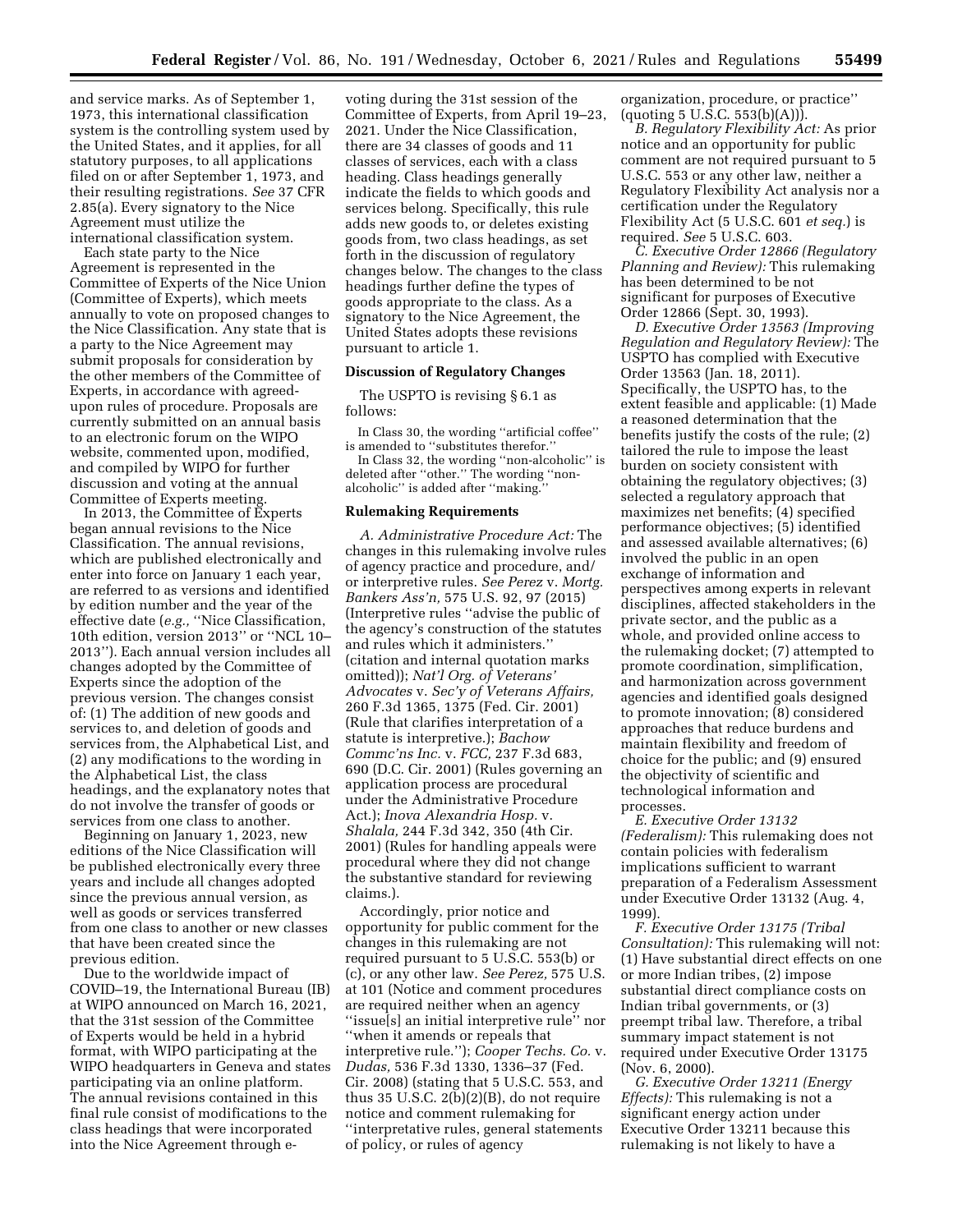and service marks. As of September 1, 1973, this international classification system is the controlling system used by the United States, and it applies, for all statutory purposes, to all applications filed on or after September 1, 1973, and their resulting registrations. *See* 37 CFR 2.85(a). Every signatory to the Nice Agreement must utilize the international classification system.

Each state party to the Nice Agreement is represented in the Committee of Experts of the Nice Union (Committee of Experts), which meets annually to vote on proposed changes to the Nice Classification. Any state that is a party to the Nice Agreement may submit proposals for consideration by the other members of the Committee of Experts, in accordance with agreed-upon rules of procedure. Proposals are currently submitted on an annual basis to an electronic forum on the WIPO website, commented upon, modified, and compiled by WIPO for further discussion and voting at the annual Committee of Experts meeting.

In 2013, the Committee of Experts began annual revisions to the Nice Classification. The annual revisions, which are published electronically and enter into force on January 1 each year, are referred to as versions and identified by edition number and the year of the effective date (*e.g.,* ''Nice Classification, 10th edition, version 2013'' or ''NCL 10–2013''). Each annual version includes all changes adopted by the Committee of Experts since the adoption of the previous version. The changes consist of: (1) The addition of new goods and services to, and deletion of goods and services from, the Alphabetical List, and (2) any modifications to the wording in the Alphabetical List, the class headings, and the explanatory notes that do not involve the transfer of goods or services from one class to another.

Beginning on January 1, 2023, new editions of the Nice Classification will be published electronically every three years and include all changes adopted since the previous annual version, as well as goods or services transferred from one class to another or new classes that have been created since the previous edition.

Due to the worldwide impact of COVID–19, the International Bureau (IB) at WIPO announced on March 16, 2021, that the 31st session of the Committee of Experts would be held in a hybrid format, with WIPO participating at the WIPO headquarters in Geneva and states participating via an online platform. The annual revisions contained in this final rule consist of modifications to the class headings that were incorporated into the Nice Agreement through e-voting during the 31st session of the Committee of Experts, from April 19–23, 2021. Under the Nice Classification, there are 34 classes of goods and 11 classes of services, each with a class heading. Class headings generally indicate the fields to which goods and services belong. Specifically, this rule adds new goods to, or deletes existing goods from, two class headings, as set forth in the discussion of regulatory changes below. The changes to the class headings further define the types of goods appropriate to the class. As a signatory to the Nice Agreement, the United States adopts these revisions pursuant to article 1.

## Discussion of Regulatory Changes

The USPTO is revising § 6.1 as follows:

In Class 30, the wording ''artificial coffee'' is amended to ''substitutes therefor.''

In Class 32, the wording ''non-alcoholic'' is deleted after ''other.'' The wording ''non-alcoholic'' is added after ''making.''

## Rulemaking Requirements

*A. Administrative Procedure Act:* The changes in this rulemaking involve rules of agency practice and procedure, and/or interpretive rules. *See Perez* v. *Mortg. Bankers Ass'n,* 575 U.S. 92, 97 (2015) (Interpretive rules ''advise the public of the agency's construction of the statutes and rules which it administers.'' (citation and internal quotation marks omitted)); *Nat'l Org. of Veterans' Advocates* v. *Sec'y of Veterans Affairs,* 260 F.3d 1365, 1375 (Fed. Cir. 2001) (Rule that clarifies interpretation of a statute is interpretive.); *Bachow Commc'ns Inc.* v. *FCC,* 237 F.3d 683, 690 (D.C. Cir. 2001) (Rules governing an application process are procedural under the Administrative Procedure Act.); *Inova Alexandria Hosp.* v. *Shalala,* 244 F.3d 342, 350 (4th Cir. 2001) (Rules for handling appeals were procedural where they did not change the substantive standard for reviewing claims.).

Accordingly, prior notice and opportunity for public comment for the changes in this rulemaking are not required pursuant to 5 U.S.C. 553(b) or (c), or any other law. *See Perez,* 575 U.S. at 101 (Notice and comment procedures are required neither when an agency ''issue[s] an initial interpretive rule'' nor ''when it amends or repeals that interpretive rule.''); *Cooper Techs. Co.* v. *Dudas,* 536 F.3d 1330, 1336–37 (Fed. Cir. 2008) (stating that 5 U.S.C. 553, and thus 35 U.S.C. 2(b)(2)(B), do not require notice and comment rulemaking for ''interpretative rules, general statements of policy, or rules of agency organization, procedure, or practice'' (quoting 5 U.S.C. 553(b)(A))).

*B. Regulatory Flexibility Act:* As prior notice and an opportunity for public comment are not required pursuant to 5 U.S.C. 553 or any other law, neither a Regulatory Flexibility Act analysis nor a certification under the Regulatory Flexibility Act (5 U.S.C. 601 *et seq.*) is required. *See* 5 U.S.C. 603.

*C. Executive Order 12866 (Regulatory Planning and Review):* This rulemaking has been determined to be not significant for purposes of Executive Order 12866 (Sept. 30, 1993).

*D. Executive Order 13563 (Improving Regulation and Regulatory Review):* The USPTO has complied with Executive Order 13563 (Jan. 18, 2011). Specifically, the USPTO has, to the extent feasible and applicable: (1) Made a reasoned determination that the benefits justify the costs of the rule; (2) tailored the rule to impose the least burden on society consistent with obtaining the regulatory objectives; (3) selected a regulatory approach that maximizes net benefits; (4) specified performance objectives; (5) identified and assessed available alternatives; (6) involved the public in an open exchange of information and perspectives among experts in relevant disciplines, affected stakeholders in the private sector, and the public as a whole, and provided online access to the rulemaking docket; (7) attempted to promote coordination, simplification, and harmonization across government agencies and identified goals designed to promote innovation; (8) considered approaches that reduce burdens and maintain flexibility and freedom of choice for the public; and (9) ensured the objectivity of scientific and technological information and processes.

*E. Executive Order 13132 (Federalism):* This rulemaking does not contain policies with federalism implications sufficient to warrant preparation of a Federalism Assessment under Executive Order 13132 (Aug. 4, 1999).

*F. Executive Order 13175 (Tribal Consultation):* This rulemaking will not: (1) Have substantial direct effects on one or more Indian tribes, (2) impose substantial direct compliance costs on Indian tribal governments, or (3) preempt tribal law. Therefore, a tribal summary impact statement is not required under Executive Order 13175 (Nov. 6, 2000).

*G. Executive Order 13211 (Energy Effects):* This rulemaking is not a significant energy action under Executive Order 13211 because this rulemaking is not likely to have a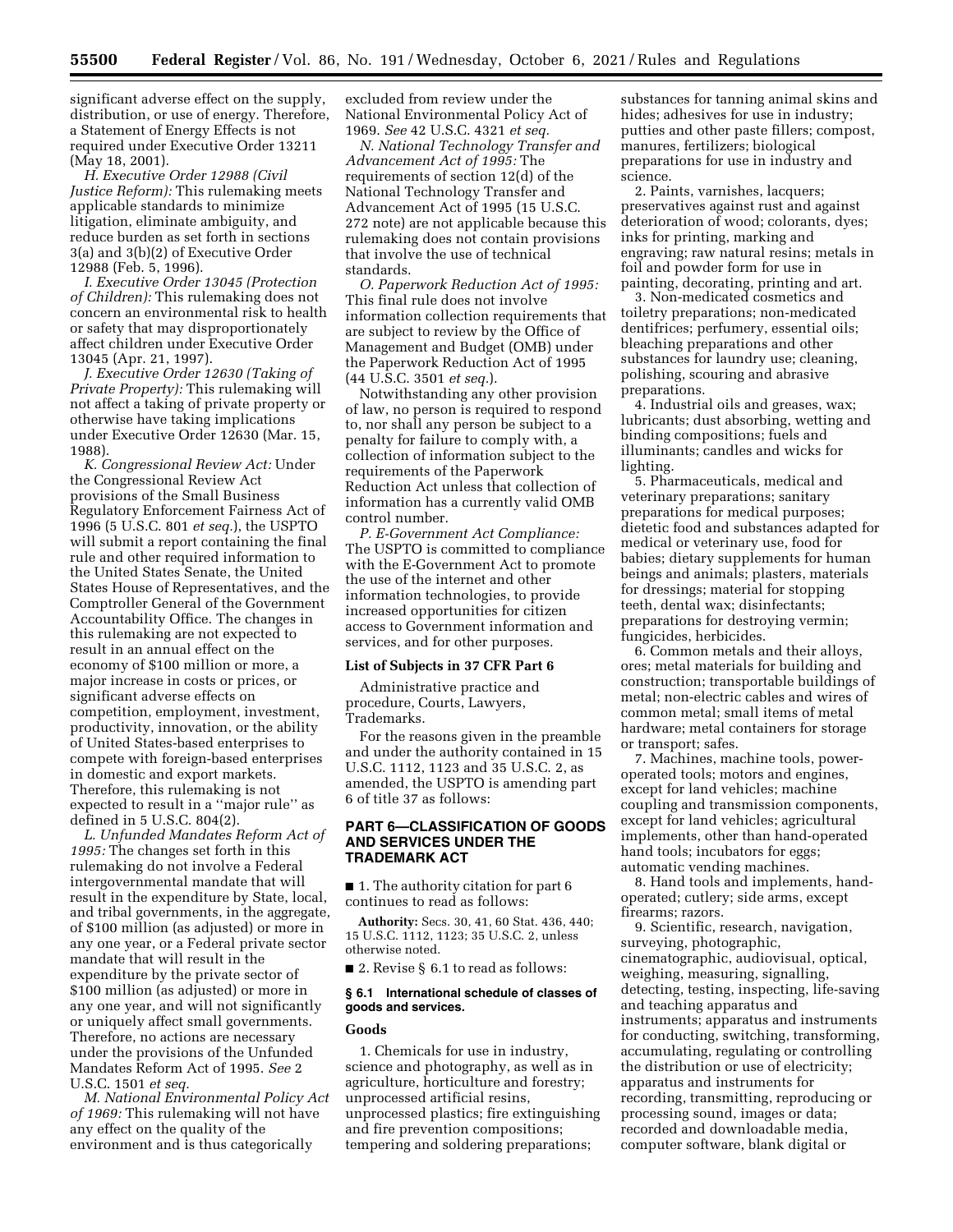significant adverse effect on the supply, distribution, or use of energy. Therefore, a Statement of Energy Effects is not required under Executive Order 13211 (May 18, 2001).

*H. Executive Order 12988 (Civil Justice Reform):* This rulemaking meets applicable standards to minimize litigation, eliminate ambiguity, and reduce burden as set forth in sections 3(a) and 3(b)(2) of Executive Order 12988 (Feb. 5, 1996).

*I. Executive Order 13045 (Protection of Children):* This rulemaking does not concern an environmental risk to health or safety that may disproportionately affect children under Executive Order 13045 (Apr. 21, 1997).

*J. Executive Order 12630 (Taking of Private Property):* This rulemaking will not affect a taking of private property or otherwise have taking implications under Executive Order 12630 (Mar. 15, 1988).

*K. Congressional Review Act:* Under the Congressional Review Act provisions of the Small Business Regulatory Enforcement Fairness Act of 1996 (5 U.S.C. 801 *et seq.*), the USPTO will submit a report containing the final rule and other required information to the United States Senate, the United States House of Representatives, and the Comptroller General of the Government Accountability Office. The changes in this rulemaking are not expected to result in an annual effect on the economy of $100 million or more, a major increase in costs or prices, or significant adverse effects on competition, employment, investment, productivity, innovation, or the ability of United States-based enterprises to compete with foreign-based enterprises in domestic and export markets. Therefore, this rulemaking is not expected to result in a ''major rule'' as defined in 5 U.S.C. 804(2).

*L. Unfunded Mandates Reform Act of 1995:* The changes set forth in this rulemaking do not involve a Federal intergovernmental mandate that will result in the expenditure by State, local, and tribal governments, in the aggregate, of $100 million (as adjusted) or more in any one year, or a Federal private sector mandate that will result in the expenditure by the private sector of $100 million (as adjusted) or more in any one year, and will not significantly or uniquely affect small governments. Therefore, no actions are necessary under the provisions of the Unfunded Mandates Reform Act of 1995. *See* 2 U.S.C. 1501 *et seq.*

*M. National Environmental Policy Act of 1969:* This rulemaking will not have any effect on the quality of the environment and is thus categorically excluded from review under the National Environmental Policy Act of 1969. *See* 42 U.S.C. 4321 *et seq.*

*N. National Technology Transfer and Advancement Act of 1995:* The requirements of section 12(d) of the National Technology Transfer and Advancement Act of 1995 (15 U.S.C. 272 note) are not applicable because this rulemaking does not contain provisions that involve the use of technical standards.

*O. Paperwork Reduction Act of 1995:* This final rule does not involve information collection requirements that are subject to review by the Office of Management and Budget (OMB) under the Paperwork Reduction Act of 1995 (44 U.S.C. 3501 *et seq.*).

Notwithstanding any other provision of law, no person is required to respond to, nor shall any person be subject to a penalty for failure to comply with, a collection of information subject to the requirements of the Paperwork Reduction Act unless that collection of information has a currently valid OMB control number.

*P. E-Government Act Compliance:* The USPTO is committed to compliance with the E-Government Act to promote the use of the internet and other information technologies, to provide increased opportunities for citizen access to Government information and services, and for other purposes.

**List of Subjects in 37 CFR Part 6**

Administrative practice and procedure, Courts, Lawyers, Trademarks.

For the reasons given in the preamble and under the authority contained in 15 U.S.C. 1112, 1123 and 35 U.S.C. 2, as amended, the USPTO is amending part 6 of title 37 as follows:

## PART 6—CLASSIFICATION OF GOODS AND SERVICES UNDER THE TRADEMARK ACT

■ 1. The authority citation for part 6 continues to read as follows:

**Authority:** Secs. 30, 41, 60 Stat. 436, 440; 15 U.S.C. 1112, 1123; 35 U.S.C. 2, unless otherwise noted.

■ 2. Revise § 6.1 to read as follows:

**§ 6.1 International schedule of classes of goods and services.**

**Goods**

1. Chemicals for use in industry, science and photography, as well as in agriculture, horticulture and forestry; unprocessed artificial resins, unprocessed plastics; fire extinguishing and fire prevention compositions; tempering and soldering preparations; substances for tanning animal skins and hides; adhesives for use in industry; putties and other paste fillers; compost, manures, fertilizers; biological preparations for use in industry and science.

2. Paints, varnishes, lacquers; preservatives against rust and against deterioration of wood; colorants, dyes; inks for printing, marking and engraving; raw natural resins; metals in foil and powder form for use in painting, decorating, printing and art.

3. Non-medicated cosmetics and toiletry preparations; non-medicated dentifrices; perfumery, essential oils; bleaching preparations and other substances for laundry use; cleaning, polishing, scouring and abrasive preparations.

4. Industrial oils and greases, wax; lubricants; dust absorbing, wetting and binding compositions; fuels and illuminants; candles and wicks for lighting.

5. Pharmaceuticals, medical and veterinary preparations; sanitary preparations for medical purposes; dietetic food and substances adapted for medical or veterinary use, food for babies; dietary supplements for human beings and animals; plasters, materials for dressings; material for stopping teeth, dental wax; disinfectants; preparations for destroying vermin; fungicides, herbicides.

6. Common metals and their alloys, ores; metal materials for building and construction; transportable buildings of metal; non-electric cables and wires of common metal; small items of metal hardware; metal containers for storage or transport; safes.

7. Machines, machine tools, power-operated tools; motors and engines, except for land vehicles; machine coupling and transmission components, except for land vehicles; agricultural implements, other than hand-operated hand tools; incubators for eggs; automatic vending machines.

8. Hand tools and implements, hand-operated; cutlery; side arms, except firearms; razors.

9. Scientific, research, navigation, surveying, photographic, cinematographic, audiovisual, optical, weighing, measuring, signalling, detecting, testing, inspecting, life-saving and teaching apparatus and instruments; apparatus and instruments for conducting, switching, transforming, accumulating, regulating or controlling the distribution or use of electricity; apparatus and instruments for recording, transmitting, reproducing or processing sound, images or data; recorded and downloadable media, computer software, blank digital or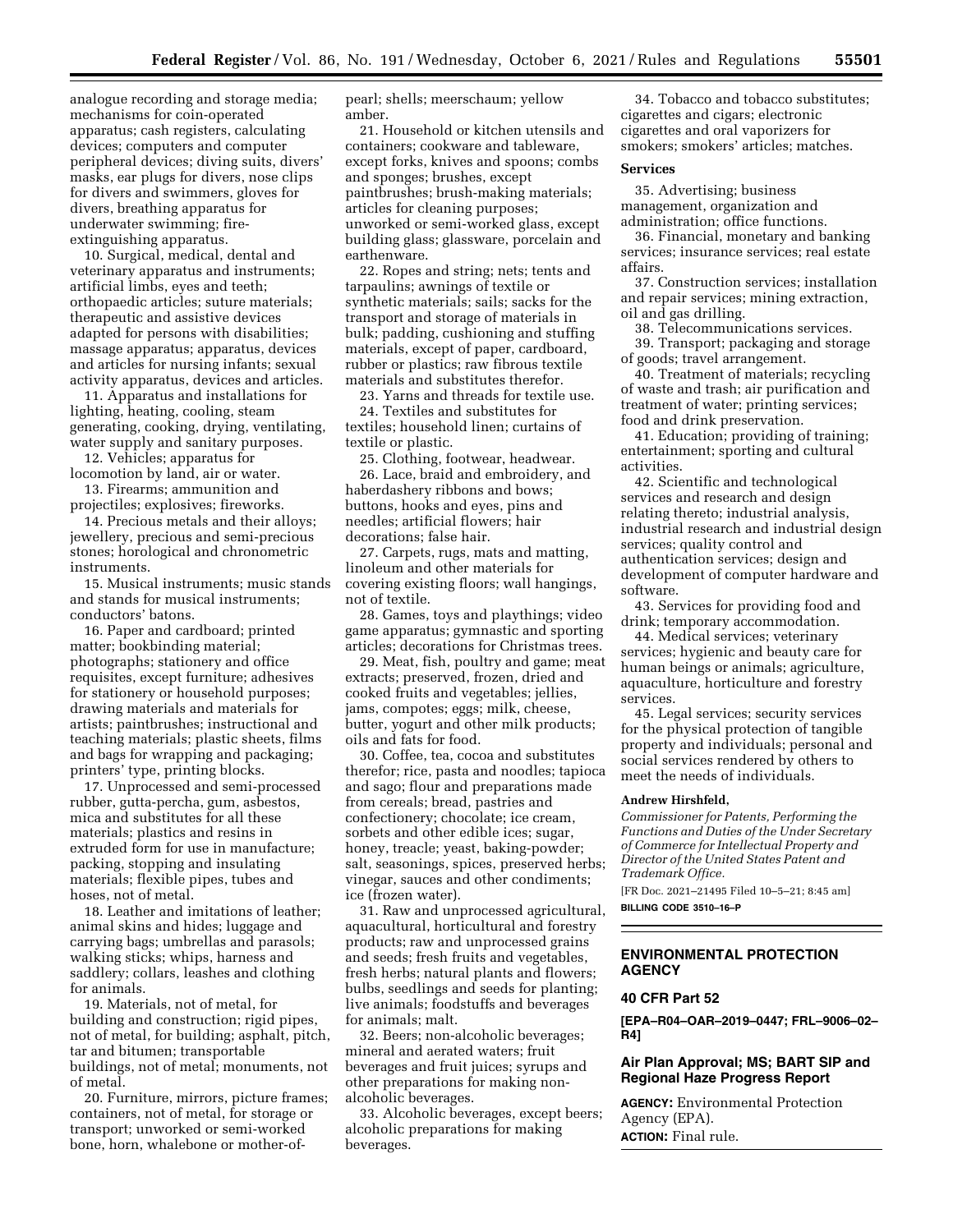analogue recording and storage media; mechanisms for coin-operated apparatus; cash registers, calculating devices; computers and computer peripheral devices; diving suits, divers' masks, ear plugs for divers, nose clips for divers and swimmers, gloves for divers, breathing apparatus for underwater swimming; fire-extinguishing apparatus.

10. Surgical, medical, dental and veterinary apparatus and instruments; artificial limbs, eyes and teeth; orthopaedic articles; suture materials; therapeutic and assistive devices adapted for persons with disabilities; massage apparatus; apparatus, devices and articles for nursing infants; sexual activity apparatus, devices and articles.

11. Apparatus and installations for lighting, heating, cooling, steam generating, cooking, drying, ventilating, water supply and sanitary purposes.

12. Vehicles; apparatus for locomotion by land, air or water.

13. Firearms; ammunition and projectiles; explosives; fireworks.

14. Precious metals and their alloys; jewellery, precious and semi-precious stones; horological and chronometric instruments.

15. Musical instruments; music stands and stands for musical instruments; conductors' batons.

16. Paper and cardboard; printed matter; bookbinding material; photographs; stationery and office requisites, except furniture; adhesives for stationery or household purposes; drawing materials and materials for artists; paintbrushes; instructional and teaching materials; plastic sheets, films and bags for wrapping and packaging; printers' type, printing blocks.

17. Unprocessed and semi-processed rubber, gutta-percha, gum, asbestos, mica and substitutes for all these materials; plastics and resins in extruded form for use in manufacture; packing, stopping and insulating materials; flexible pipes, tubes and hoses, not of metal.

18. Leather and imitations of leather; animal skins and hides; luggage and carrying bags; umbrellas and parasols; walking sticks; whips, harness and saddlery; collars, leashes and clothing for animals.

19. Materials, not of metal, for building and construction; rigid pipes, not of metal, for building; asphalt, pitch, tar and bitumen; transportable buildings, not of metal; monuments, not of metal.

20. Furniture, mirrors, picture frames; containers, not of metal, for storage or transport; unworked or semi-worked bone, horn, whalebone or mother-of-pearl; shells; meerschaum; yellow amber.

21. Household or kitchen utensils and containers; cookware and tableware, except forks, knives and spoons; combs and sponges; brushes, except paintbrushes; brush-making materials; articles for cleaning purposes; unworked or semi-worked glass, except building glass; glassware, porcelain and earthenware.

22. Ropes and string; nets; tents and tarpaulins; awnings of textile or synthetic materials; sails; sacks for the transport and storage of materials in bulk; padding, cushioning and stuffing materials, except of paper, cardboard, rubber or plastics; raw fibrous textile materials and substitutes therefor.

23. Yarns and threads for textile use.

24. Textiles and substitutes for textiles; household linen; curtains of textile or plastic.

25. Clothing, footwear, headwear.

26. Lace, braid and embroidery, and haberdashery ribbons and bows; buttons, hooks and eyes, pins and needles; artificial flowers; hair decorations; false hair.

27. Carpets, rugs, mats and matting, linoleum and other materials for covering existing floors; wall hangings, not of textile.

28. Games, toys and playthings; video game apparatus; gymnastic and sporting articles; decorations for Christmas trees.

29. Meat, fish, poultry and game; meat extracts; preserved, frozen, dried and cooked fruits and vegetables; jellies, jams, compotes; eggs; milk, cheese, butter, yogurt and other milk products; oils and fats for food.

30. Coffee, tea, cocoa and substitutes therefor; rice, pasta and noodles; tapioca and sago; flour and preparations made from cereals; bread, pastries and confectionery; chocolate; ice cream, sorbets and other edible ices; sugar, honey, treacle; yeast, baking-powder; salt, seasonings, spices, preserved herbs; vinegar, sauces and other condiments; ice (frozen water).

31. Raw and unprocessed agricultural, aquacultural, horticultural and forestry products; raw and unprocessed grains and seeds; fresh fruits and vegetables, fresh herbs; natural plants and flowers; bulbs, seedlings and seeds for planting; live animals; foodstuffs and beverages for animals; malt.

32. Beers; non-alcoholic beverages; mineral and aerated waters; fruit beverages and fruit juices; syrups and other preparations for making non-alcoholic beverages.

33. Alcoholic beverages, except beers; alcoholic preparations for making beverages.

34. Tobacco and tobacco substitutes; cigarettes and cigars; electronic cigarettes and oral vaporizers for smokers; smokers' articles; matches.

**Services**

35. Advertising; business management, organization and administration; office functions.

36. Financial, monetary and banking services; insurance services; real estate affairs.

37. Construction services; installation and repair services; mining extraction, oil and gas drilling.

38. Telecommunications services.

39. Transport; packaging and storage of goods; travel arrangement.

40. Treatment of materials; recycling of waste and trash; air purification and treatment of water; printing services; food and drink preservation.

41. Education; providing of training; entertainment; sporting and cultural activities.

42. Scientific and technological services and research and design relating thereto; industrial analysis, industrial research and industrial design services; quality control and authentication services; design and development of computer hardware and software.

43. Services for providing food and drink; temporary accommodation.

44. Medical services; veterinary services; hygienic and beauty care for human beings or animals; agriculture, aquaculture, horticulture and forestry services.

45. Legal services; security services for the physical protection of tangible property and individuals; personal and social services rendered by others to meet the needs of individuals.

**Andrew Hirshfeld,**

*Commissioner for Patents, Performing the Functions and Duties of the Under Secretary of Commerce for Intellectual Property and Director of the United States Patent and Trademark Office.*

[FR Doc. 2021–21495 Filed 10–5–21; 8:45 am]

**BILLING CODE 3510–16–P**

## ENVIRONMENTAL PROTECTION AGENCY

### 40 CFR Part 52

**[EPA–R04–OAR–2019–0447; FRL–9006–02–R4]**

### Air Plan Approval; MS; BART SIP and Regional Haze Progress Report

**AGENCY:** Environmental Protection Agency (EPA).

**ACTION:** Final rule.